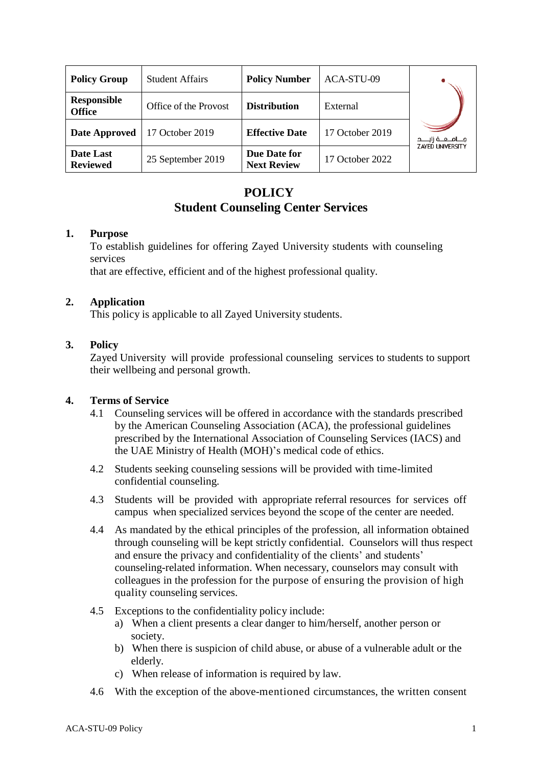| Policy Group | Student Affairs | Policy Number | ACA-STU-09 |
|---|---|---|---|
| Responsible Office | Office of the Provost | Distribution | External |
| Date Approved | 17 October 2019 | Effective Date | 17 October 2019 |
| Date Last Reviewed | 25 September 2019 | Due Date for Next Review | 17 October 2022 |

جـامـعـة زايـد
ZAYED UNIVERSITY

# POLICY
## Student Counseling Center Services

### 1. Purpose

To establish guidelines for offering Zayed University students with counseling services
that are effective, efficient and of the highest professional quality.

### 2. Application

This policy is applicable to all Zayed University students.

### 3. Policy

Zayed University will provide professional counseling services to students to support their wellbeing and personal growth.

### 4. Terms of Service

4.1 Counseling services will be offered in accordance with the standards prescribed by the American Counseling Association (ACA), the professional guidelines prescribed by the International Association of Counseling Services (IACS) and the UAE Ministry of Health (MOH)'s medical code of ethics.

4.2 Students seeking counseling sessions will be provided with time-limited confidential counseling.

4.3 Students will be provided with appropriate referral resources for services off campus when specialized services beyond the scope of the center are needed.

4.4 As mandated by the ethical principles of the profession, all information obtained through counseling will be kept strictly confidential. Counselors will thus respect and ensure the privacy and confidentiality of the clients' and students' counseling-related information. When necessary, counselors may consult with colleagues in the profession for the purpose of ensuring the provision of high quality counseling services.

4.5 Exceptions to the confidentiality policy include:

a) When a client presents a clear danger to him/herself, another person or society.

b) When there is suspicion of child abuse, or abuse of a vulnerable adult or the elderly.

c) When release of information is required by law.

4.6 With the exception of the above-mentioned circumstances, the written consent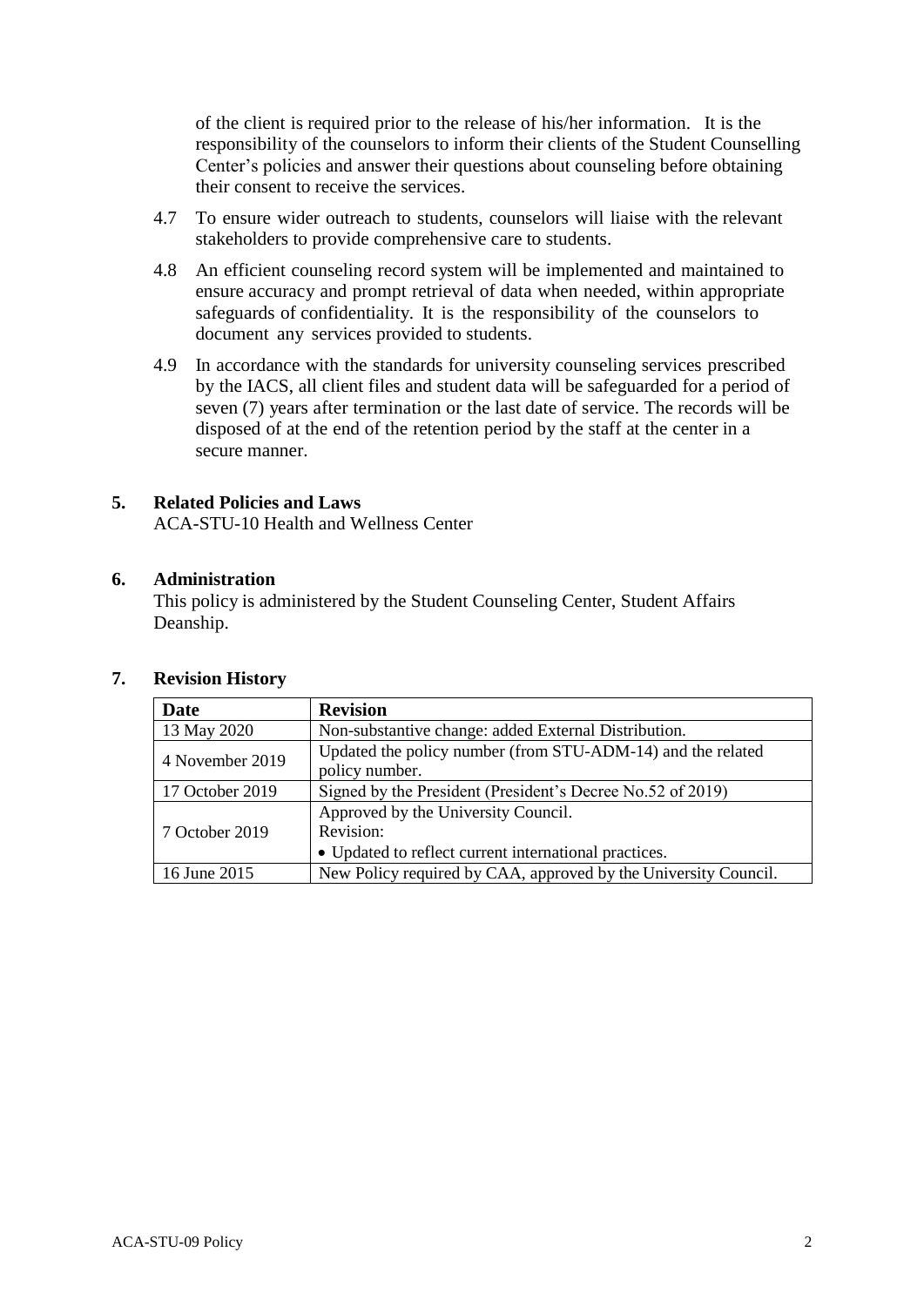of the client is required prior to the release of his/her information. It is the responsibility of the counselors to inform their clients of the Student Counselling Center's policies and answer their questions about counseling before obtaining their consent to receive the services.

4.7 To ensure wider outreach to students, counselors will liaise with the relevant stakeholders to provide comprehensive care to students.

4.8 An efficient counseling record system will be implemented and maintained to ensure accuracy and prompt retrieval of data when needed, within appropriate safeguards of confidentiality. It is the responsibility of the counselors to document any services provided to students.

4.9 In accordance with the standards for university counseling services prescribed by the IACS, all client files and student data will be safeguarded for a period of seven (7) years after termination or the last date of service. The records will be disposed of at the end of the retention period by the staff at the center in a secure manner.

## 5. Related Policies and Laws

ACA-STU-10 Health and Wellness Center

## 6. Administration

This policy is administered by the Student Counseling Center, Student Affairs Deanship.

## 7. Revision History

| Date | Revision |
|---|---|
| 13 May 2020 | Non-substantive change: added External Distribution. |
| 4 November 2019 | Updated the policy number (from STU-ADM-14) and the related policy number. |
| 17 October 2019 | Signed by the President (President's Decree No.52 of 2019) |
| 7 October 2019 | Approved by the University Council.<br>Revision:<br>• Updated to reflect current international practices. |
| 16 June 2015 | New Policy required by CAA, approved by the University Council. |